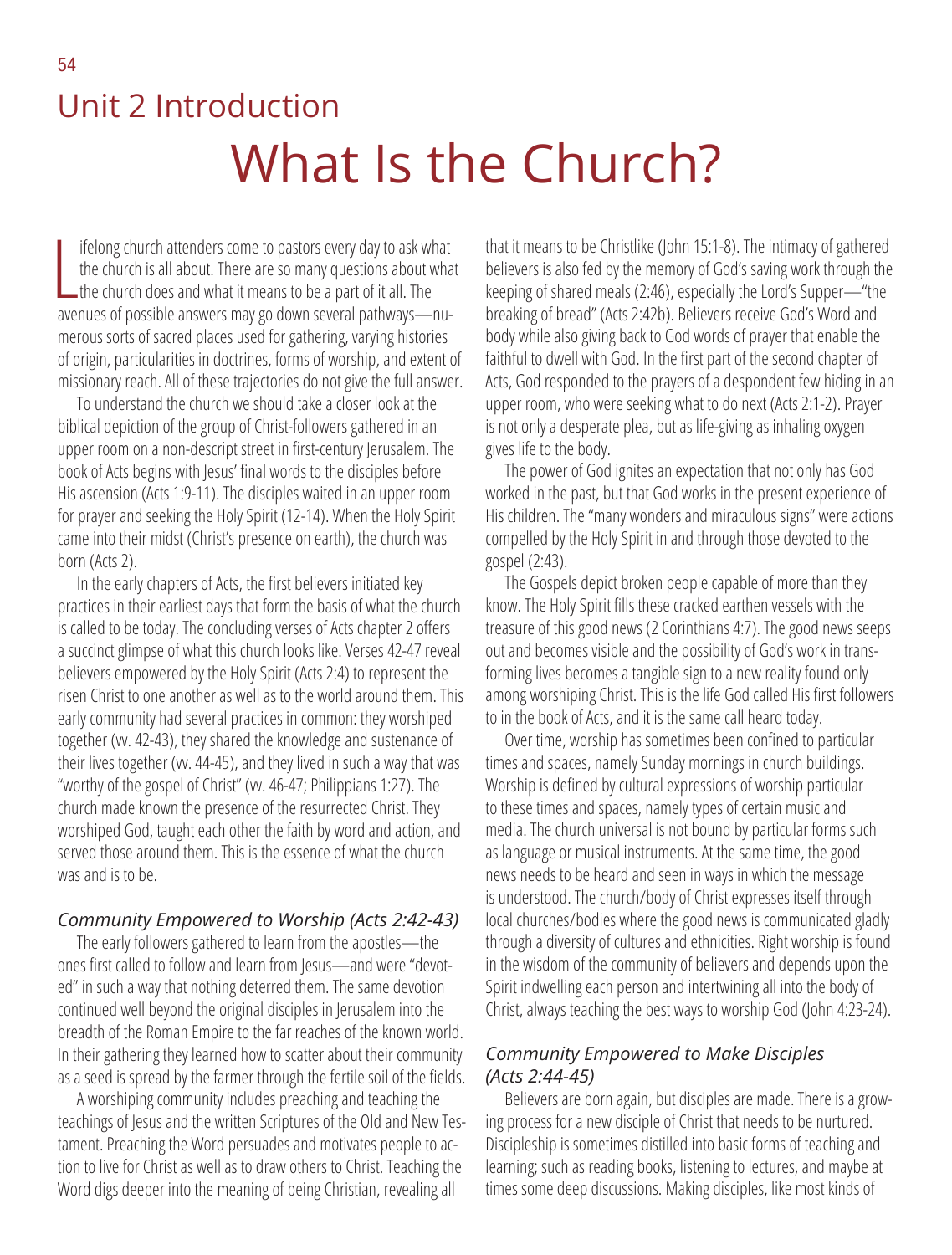# Unit 2 Introduction

# What Is the Church?

Lifelong church attenders come to pastors every day to ask what the church is all about. There are so many questions about what the church does and what it means to be a part of it all. The avenues of possible answers may go down several pathways—numerous sorts of sacred places used for gathering, varying histories of origin, particularities in doctrines, forms of worship, and extent of missionary reach. All of these trajectories do not give the full answer.

To understand the church we should take a closer look at the biblical depiction of the group of Christ-followers gathered in an upper room on a non-descript street in first-century Jerusalem. The book of Acts begins with Jesus' final words to the disciples before His ascension (Acts 1:9-11). The disciples waited in an upper room for prayer and seeking the Holy Spirit (12-14). When the Holy Spirit came into their midst (Christ's presence on earth), the church was born (Acts 2).

In the early chapters of Acts, the first believers initiated key practices in their earliest days that form the basis of what the church is called to be today. The concluding verses of Acts chapter 2 offers a succinct glimpse of what this church looks like. Verses 42-47 reveal believers empowered by the Holy Spirit (Acts 2:4) to represent the risen Christ to one another as well as to the world around them. This early community had several practices in common: they worshiped together (vv. 42-43), they shared the knowledge and sustenance of their lives together (vv. 44-45), and they lived in such a way that was "worthy of the gospel of Christ" (vv. 46-47; Philippians 1:27). The church made known the presence of the resurrected Christ. They worshiped God, taught each other the faith by word and action, and served those around them. This is the essence of what the church was and is to be.

### *Community Empowered to Worship (Acts 2:42-43)*

The early followers gathered to learn from the apostles—the ones first called to follow and learn from Jesus—and were "devoted" in such a way that nothing deterred them. The same devotion continued well beyond the original disciples in Jerusalem into the breadth of the Roman Empire to the far reaches of the known world. In their gathering they learned how to scatter about their community as a seed is spread by the farmer through the fertile soil of the fields.

A worshiping community includes preaching and teaching the teachings of Jesus and the written Scriptures of the Old and New Testament. Preaching the Word persuades and motivates people to action to live for Christ as well as to draw others to Christ. Teaching the Word digs deeper into the meaning of being Christian, revealing all that it means to be Christlike (John 15:1-8). The intimacy of gathered believers is also fed by the memory of God's saving work through the keeping of shared meals (2:46), especially the Lord's Supper—"the breaking of bread" (Acts 2:42b). Believers receive God's Word and body while also giving back to God words of prayer that enable the faithful to dwell with God. In the first part of the second chapter of Acts, God responded to the prayers of a despondent few hiding in an upper room, who were seeking what to do next (Acts 2:1-2). Prayer is not only a desperate plea, but as life-giving as inhaling oxygen gives life to the body.

The power of God ignites an expectation that not only has God worked in the past, but that God works in the present experience of His children. The "many wonders and miraculous signs" were actions compelled by the Holy Spirit in and through those devoted to the gospel (2:43).

The Gospels depict broken people capable of more than they know. The Holy Spirit fills these cracked earthen vessels with the treasure of this good news (2 Corinthians 4:7). The good news seeps out and becomes visible and the possibility of God's work in transforming lives becomes a tangible sign to a new reality found only among worshiping Christ. This is the life God called His first followers to in the book of Acts, and it is the same call heard today.

Over time, worship has sometimes been confined to particular times and spaces, namely Sunday mornings in church buildings. Worship is defined by cultural expressions of worship particular to these times and spaces, namely types of certain music and media. The church universal is not bound by particular forms such as language or musical instruments. At the same time, the good news needs to be heard and seen in ways in which the message is understood. The church/body of Christ expresses itself through local churches/bodies where the good news is communicated gladly through a diversity of cultures and ethnicities. Right worship is found in the wisdom of the community of believers and depends upon the Spirit indwelling each person and intertwining all into the body of Christ, always teaching the best ways to worship God (John 4:23-24).

### *Community Empowered to Make Disciples (Acts 2:44-45)*

Believers are born again, but disciples are made. There is a growing process for a new disciple of Christ that needs to be nurtured. Discipleship is sometimes distilled into basic forms of teaching and learning; such as reading books, listening to lectures, and maybe at times some deep discussions. Making disciples, like most kinds of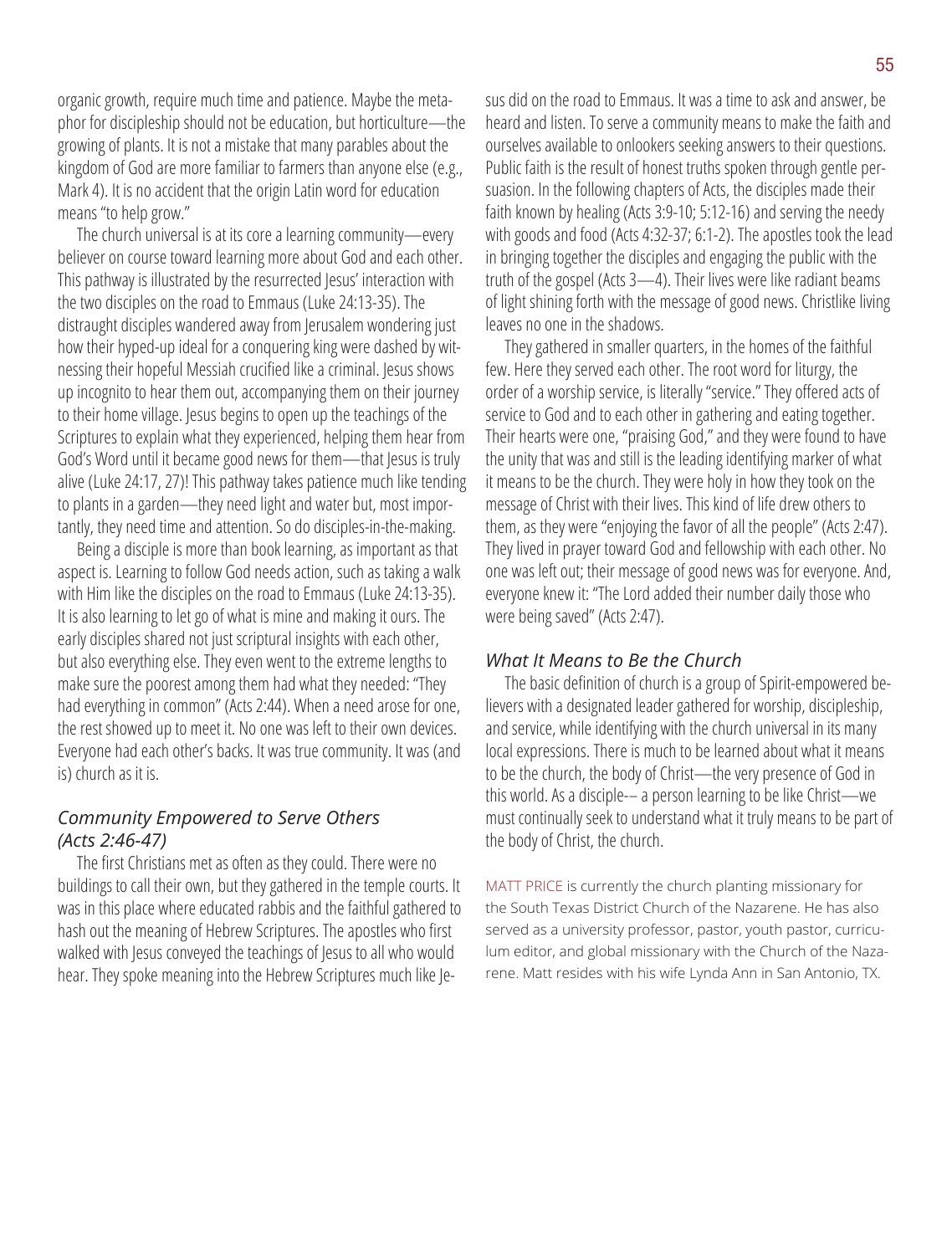organic growth, require much time and patience. Maybe the metaphor for discipleship should not be education, but horticulture—the growing of plants. It is not a mistake that many parables about the kingdom of God are more familiar to farmers than anyone else (e.g., Mark 4). It is no accident that the origin Latin word for education means "to help grow."

The church universal is at its core a learning community—every believer on course toward learning more about God and each other. This pathway is illustrated by the resurrected Jesus' interaction with the two disciples on the road to Emmaus (Luke 24:13-35). The distraught disciples wandered away from Jerusalem wondering just how their hyped-up ideal for a conquering king were dashed by witnessing their hopeful Messiah crucified like a criminal. Jesus shows up incognito to hear them out, accompanying them on their journey to their home village. Jesus begins to open up the teachings of the Scriptures to explain what they experienced, helping them hear from God's Word until it became good news for them—that Jesus is truly alive (Luke 24:17, 27)! This pathway takes patience much like tending to plants in a garden—they need light and water but, most importantly, they need time and attention. So do disciples-in-the-making.

Being a disciple is more than book learning, as important as that aspect is. Learning to follow God needs action, such as taking a walk with Him like the disciples on the road to Emmaus (Luke 24:13-35). It is also learning to let go of what is mine and making it ours. The early disciples shared not just scriptural insights with each other, but also everything else. They even went to the extreme lengths to make sure the poorest among them had what they needed: "They had everything in common" (Acts 2:44). When a need arose for one, the rest showed up to meet it. No one was left to their own devices. Everyone had each other's backs. It was true community. It was (and is) church as it is.

### *Community Empowered to Serve Others (Acts 2:46-47)*

The first Christians met as often as they could. There were no buildings to call their own, but they gathered in the temple courts. It was in this place where educated rabbis and the faithful gathered to hash out the meaning of Hebrew Scriptures. The apostles who first walked with Jesus conveyed the teachings of Jesus to all who would hear. They spoke meaning into the Hebrew Scriptures much like Jesus did on the road to Emmaus. It was a time to ask and answer, be heard and listen. To serve a community means to make the faith and ourselves available to onlookers seeking answers to their questions. Public faith is the result of honest truths spoken through gentle persuasion. In the following chapters of Acts, the disciples made their faith known by healing (Acts 3:9-10; 5:12-16) and serving the needy with goods and food (Acts 4:32-37; 6:1-2). The apostles took the lead in bringing together the disciples and engaging the public with the truth of the gospel (Acts 3—4). Their lives were like radiant beams of light shining forth with the message of good news. Christlike living leaves no one in the shadows.

They gathered in smaller quarters, in the homes of the faithful few. Here they served each other. The root word for liturgy, the order of a worship service, is literally "service." They offered acts of service to God and to each other in gathering and eating together. Their hearts were one, "praising God," and they were found to have the unity that was and still is the leading identifying marker of what it means to be the church. They were holy in how they took on the message of Christ with their lives. This kind of life drew others to them, as they were "enjoying the favor of all the people" (Acts 2:47). They lived in prayer toward God and fellowship with each other. No one was left out; their message of good news was for everyone. And, everyone knew it: "The Lord added their number daily those who were being saved" (Acts 2:47).

### *What It Means to Be the Church*

The basic definition of church is a group of Spirit-empowered believers with a designated leader gathered for worship, discipleship, and service, while identifying with the church universal in its many local expressions. There is much to be learned about what it means to be the church, the body of Christ—the very presence of God in this world. As a disciple-– a person learning to be like Christ—we must continually seek to understand what it truly means to be part of the body of Christ, the church.

MATT PRICE is currently the church planting missionary for the South Texas District Church of the Nazarene. He has also served as a university professor, pastor, youth pastor, curriculum editor, and global missionary with the Church of the Nazarene. Matt resides with his wife Lynda Ann in San Antonio, TX.